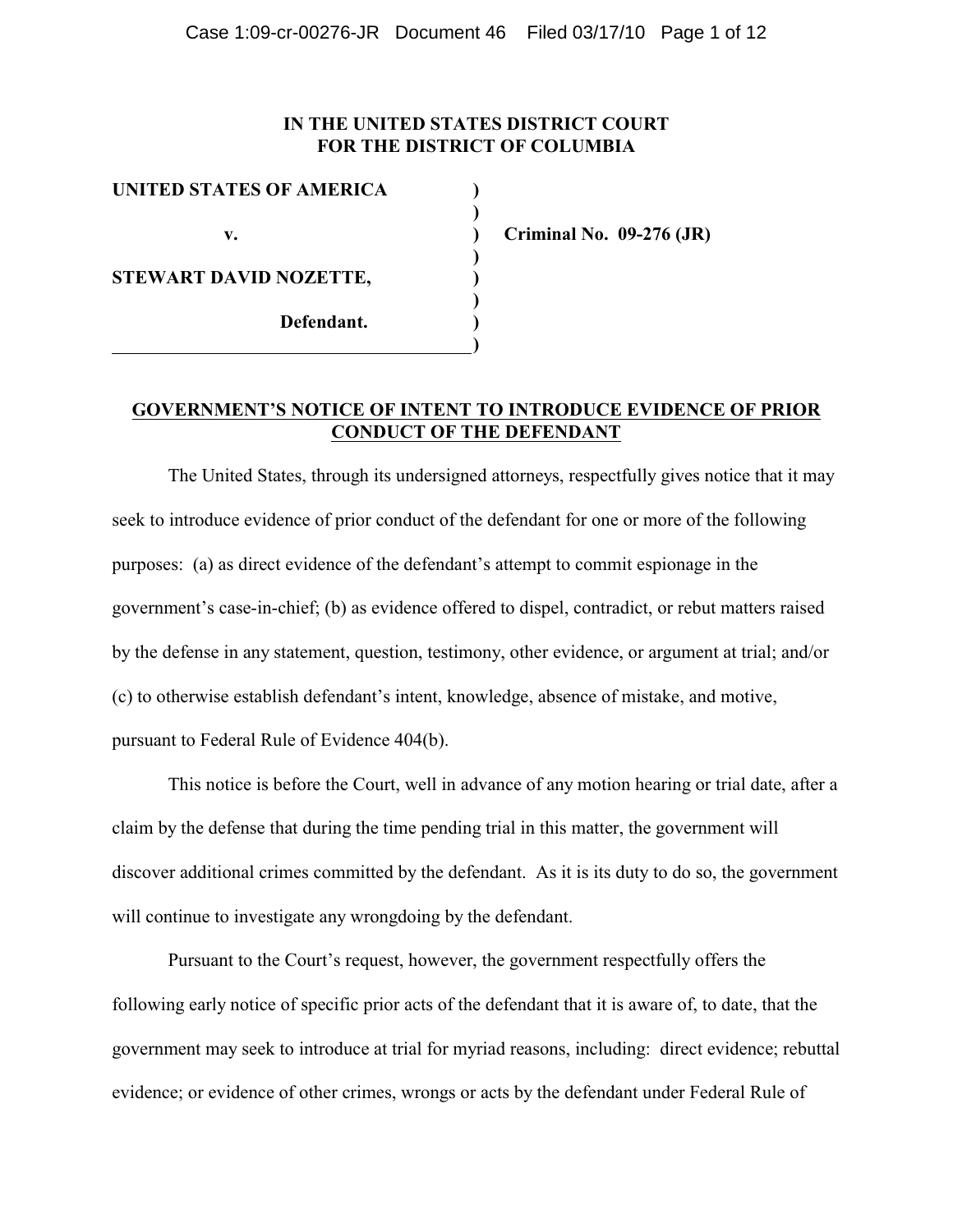**IN THE UNITED STATES DISTRICT COURT**
**FOR THE DISTRICT OF COLUMBIA**

| | | |
|---|---|---|
| **UNITED STATES OF AMERICA** | ) | |
| | ) | |
| **v.** | ) | **Criminal No. 09-276 (JR)** |
| | ) | |
| **STEWART DAVID NOZETTE,** | ) | |
| | ) | |
| **Defendant.** | ) | |
| | ) | |

**GOVERNMENT'S NOTICE OF INTENT TO INTRODUCE EVIDENCE OF PRIOR CONDUCT OF THE DEFENDANT**

The United States, through its undersigned attorneys, respectfully gives notice that it may seek to introduce evidence of prior conduct of the defendant for one or more of the following purposes: (a) as direct evidence of the defendant's attempt to commit espionage in the government's case-in-chief; (b) as evidence offered to dispel, contradict, or rebut matters raised by the defense in any statement, question, testimony, other evidence, or argument at trial; and/or (c) to otherwise establish defendant's intent, knowledge, absence of mistake, and motive, pursuant to Federal Rule of Evidence 404(b).

This notice is before the Court, well in advance of any motion hearing or trial date, after a claim by the defense that during the time pending trial in this matter, the government will discover additional crimes committed by the defendant. As it is its duty to do so, the government will continue to investigate any wrongdoing by the defendant.

Pursuant to the Court's request, however, the government respectfully offers the following early notice of specific prior acts of the defendant that it is aware of, to date, that the government may seek to introduce at trial for myriad reasons, including: direct evidence; rebuttal evidence; or evidence of other crimes, wrongs or acts by the defendant under Federal Rule of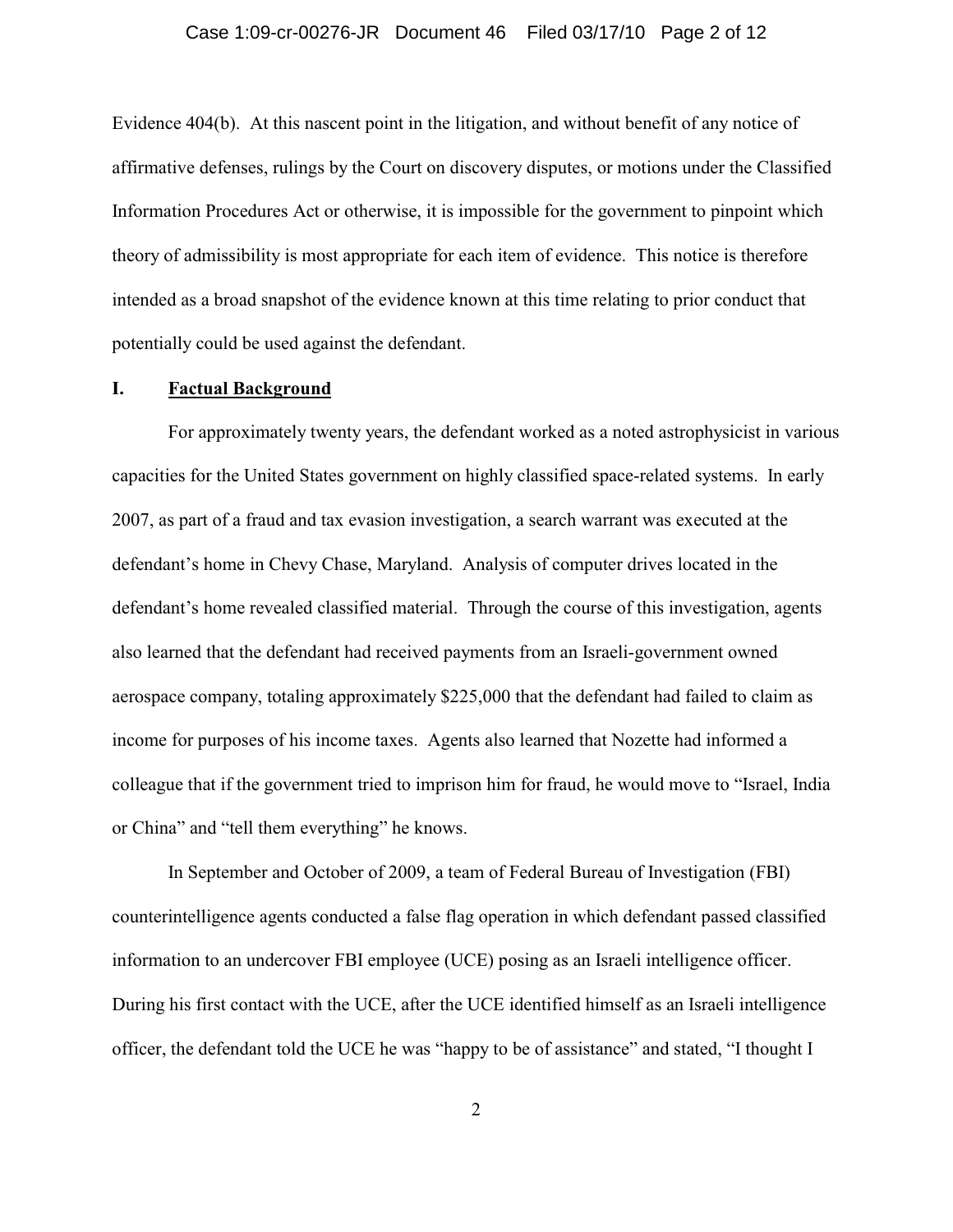Evidence 404(b). At this nascent point in the litigation, and without benefit of any notice of affirmative defenses, rulings by the Court on discovery disputes, or motions under the Classified Information Procedures Act or otherwise, it is impossible for the government to pinpoint which theory of admissibility is most appropriate for each item of evidence. This notice is therefore intended as a broad snapshot of the evidence known at this time relating to prior conduct that potentially could be used against the defendant.

## I. <u>Factual Background</u>

For approximately twenty years, the defendant worked as a noted astrophysicist in various capacities for the United States government on highly classified space-related systems. In early 2007, as part of a fraud and tax evasion investigation, a search warrant was executed at the defendant's home in Chevy Chase, Maryland. Analysis of computer drives located in the defendant's home revealed classified material. Through the course of this investigation, agents also learned that the defendant had received payments from an Israeli-government owned aerospace company, totaling approximately $225,000 that the defendant had failed to claim as income for purposes of his income taxes. Agents also learned that Nozette had informed a colleague that if the government tried to imprison him for fraud, he would move to "Israel, India or China" and "tell them everything" he knows.

In September and October of 2009, a team of Federal Bureau of Investigation (FBI) counterintelligence agents conducted a false flag operation in which defendant passed classified information to an undercover FBI employee (UCE) posing as an Israeli intelligence officer. During his first contact with the UCE, after the UCE identified himself as an Israeli intelligence officer, the defendant told the UCE he was "happy to be of assistance" and stated, "I thought I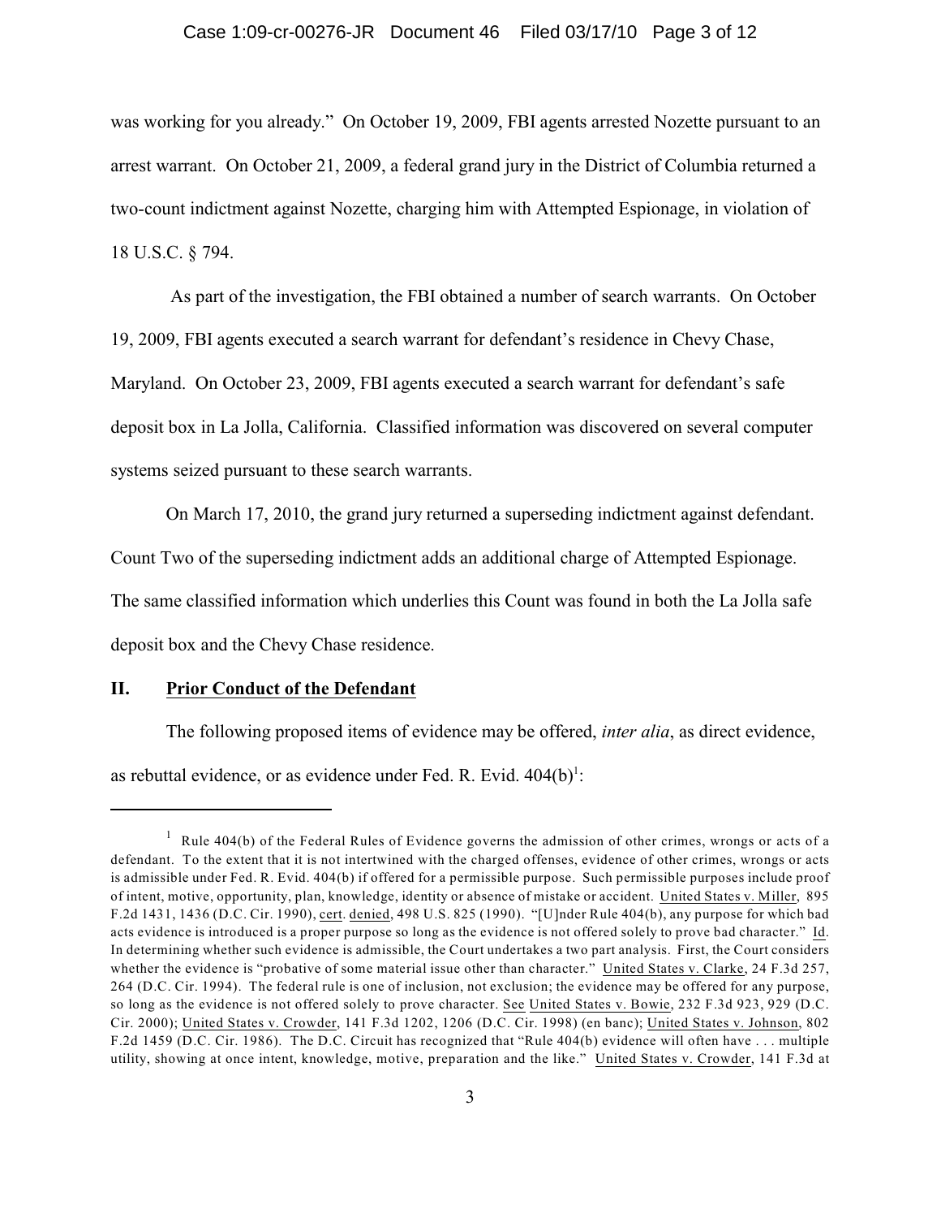was working for you already." On October 19, 2009, FBI agents arrested Nozette pursuant to an arrest warrant. On October 21, 2009, a federal grand jury in the District of Columbia returned a two-count indictment against Nozette, charging him with Attempted Espionage, in violation of 18 U.S.C. § 794.

As part of the investigation, the FBI obtained a number of search warrants. On October 19, 2009, FBI agents executed a search warrant for defendant's residence in Chevy Chase, Maryland. On October 23, 2009, FBI agents executed a search warrant for defendant's safe deposit box in La Jolla, California. Classified information was discovered on several computer systems seized pursuant to these search warrants.

On March 17, 2010, the grand jury returned a superseding indictment against defendant. Count Two of the superseding indictment adds an additional charge of Attempted Espionage. The same classified information which underlies this Count was found in both the La Jolla safe deposit box and the Chevy Chase residence.

## II. Prior Conduct of the Defendant

The following proposed items of evidence may be offered, *inter alia*, as direct evidence, as rebuttal evidence, or as evidence under Fed. R. Evid. 404(b)[1]:

---

[1] Rule 404(b) of the Federal Rules of Evidence governs the admission of other crimes, wrongs or acts of a defendant. To the extent that it is not intertwined with the charged offenses, evidence of other crimes, wrongs or acts is admissible under Fed. R. Evid. 404(b) if offered for a permissible purpose. Such permissible purposes include proof of intent, motive, opportunity, plan, knowledge, identity or absence of mistake or accident. United States v. Miller, 895 F.2d 1431, 1436 (D.C. Cir. 1990), cert. denied, 498 U.S. 825 (1990). "[U]nder Rule 404(b), any purpose for which bad acts evidence is introduced is a proper purpose so long as the evidence is not offered solely to prove bad character." Id. In determining whether such evidence is admissible, the Court undertakes a two part analysis. First, the Court considers whether the evidence is "probative of some material issue other than character." United States v. Clarke, 24 F.3d 257, 264 (D.C. Cir. 1994). The federal rule is one of inclusion, not exclusion; the evidence may be offered for any purpose, so long as the evidence is not offered solely to prove character. See United States v. Bowie, 232 F.3d 923, 929 (D.C. Cir. 2000); United States v. Crowder, 141 F.3d 1202, 1206 (D.C. Cir. 1998) (en banc); United States v. Johnson, 802 F.2d 1459 (D.C. Cir. 1986). The D.C. Circuit has recognized that "Rule 404(b) evidence will often have . . . multiple utility, showing at once intent, knowledge, motive, preparation and the like." United States v. Crowder, 141 F.3d at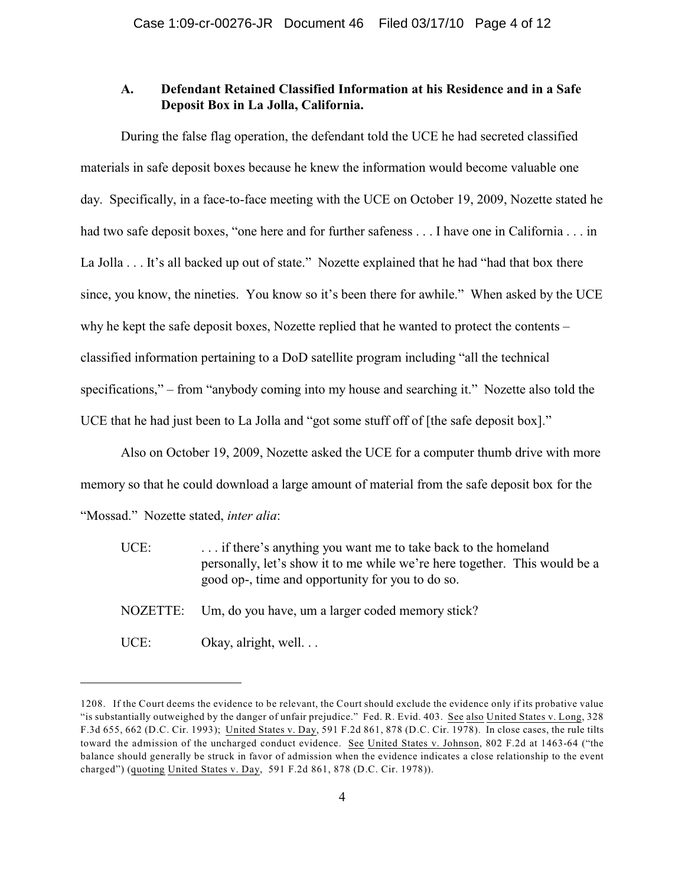### A. Defendant Retained Classified Information at his Residence and in a Safe Deposit Box in La Jolla, California.

During the false flag operation, the defendant told the UCE he had secreted classified materials in safe deposit boxes because he knew the information would become valuable one day. Specifically, in a face-to-face meeting with the UCE on October 19, 2009, Nozette stated he had two safe deposit boxes, "one here and for further safeness . . . I have one in California . . . in La Jolla . . . It's all backed up out of state." Nozette explained that he had "had that box there since, you know, the nineties. You know so it's been there for awhile." When asked by the UCE why he kept the safe deposit boxes, Nozette replied that he wanted to protect the contents – classified information pertaining to a DoD satellite program including "all the technical specifications," – from "anybody coming into my house and searching it." Nozette also told the UCE that he had just been to La Jolla and "got some stuff off of [the safe deposit box]."

Also on October 19, 2009, Nozette asked the UCE for a computer thumb drive with more memory so that he could download a large amount of material from the safe deposit box for the "Mossad." Nozette stated, *inter alia*:

> UCE: . . . if there's anything you want me to take back to the homeland personally, let's show it to me while we're here together. This would be a good op-, time and opportunity for you to do so.
>
> NOZETTE: Um, do you have, um a larger coded memory stick?
>
> UCE: Okay, alright, well. . .

---

1208. If the Court deems the evidence to be relevant, the Court should exclude the evidence only if its probative value "is substantially outweighed by the danger of unfair prejudice." Fed. R. Evid. 403. See also United States v. Long, 328 F.3d 655, 662 (D.C. Cir. 1993); United States v. Day, 591 F.2d 861, 878 (D.C. Cir. 1978). In close cases, the rule tilts toward the admission of the uncharged conduct evidence. See United States v. Johnson, 802 F.2d at 1463-64 ("the balance should generally be struck in favor of admission when the evidence indicates a close relationship to the event charged") (quoting United States v. Day, 591 F.2d 861, 878 (D.C. Cir. 1978)).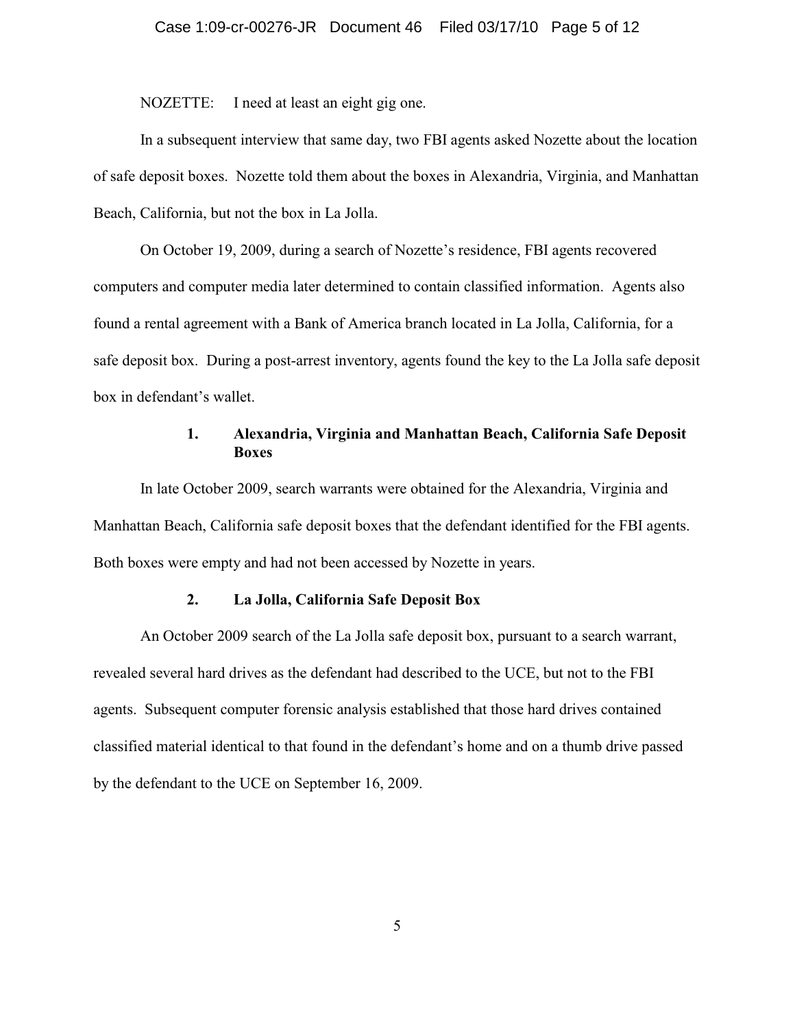NOZETTE: I need at least an eight gig one.

In a subsequent interview that same day, two FBI agents asked Nozette about the location of safe deposit boxes. Nozette told them about the boxes in Alexandria, Virginia, and Manhattan Beach, California, but not the box in La Jolla.

On October 19, 2009, during a search of Nozette's residence, FBI agents recovered computers and computer media later determined to contain classified information. Agents also found a rental agreement with a Bank of America branch located in La Jolla, California, for a safe deposit box. During a post-arrest inventory, agents found the key to the La Jolla safe deposit box in defendant's wallet.

### 1. Alexandria, Virginia and Manhattan Beach, California Safe Deposit Boxes

In late October 2009, search warrants were obtained for the Alexandria, Virginia and Manhattan Beach, California safe deposit boxes that the defendant identified for the FBI agents. Both boxes were empty and had not been accessed by Nozette in years.

### 2. La Jolla, California Safe Deposit Box

An October 2009 search of the La Jolla safe deposit box, pursuant to a search warrant, revealed several hard drives as the defendant had described to the UCE, but not to the FBI agents. Subsequent computer forensic analysis established that those hard drives contained classified material identical to that found in the defendant's home and on a thumb drive passed by the defendant to the UCE on September 16, 2009.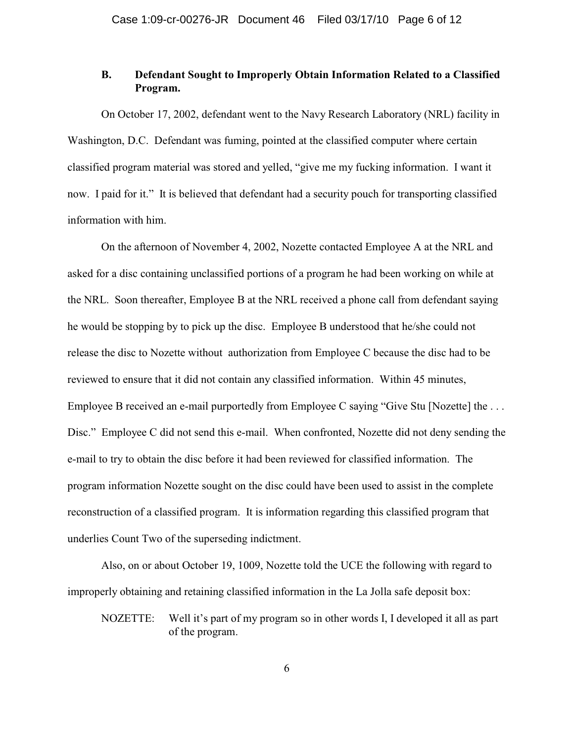### B. Defendant Sought to Improperly Obtain Information Related to a Classified Program.

On October 17, 2002, defendant went to the Navy Research Laboratory (NRL) facility in Washington, D.C. Defendant was fuming, pointed at the classified computer where certain classified program material was stored and yelled, "give me my fucking information. I want it now. I paid for it." It is believed that defendant had a security pouch for transporting classified information with him.

On the afternoon of November 4, 2002, Nozette contacted Employee A at the NRL and asked for a disc containing unclassified portions of a program he had been working on while at the NRL. Soon thereafter, Employee B at the NRL received a phone call from defendant saying he would be stopping by to pick up the disc. Employee B understood that he/she could not release the disc to Nozette without authorization from Employee C because the disc had to be reviewed to ensure that it did not contain any classified information. Within 45 minutes, Employee B received an e-mail purportedly from Employee C saying "Give Stu [Nozette] the . . . Disc." Employee C did not send this e-mail. When confronted, Nozette did not deny sending the e-mail to try to obtain the disc before it had been reviewed for classified information. The program information Nozette sought on the disc could have been used to assist in the complete reconstruction of a classified program. It is information regarding this classified program that underlies Count Two of the superseding indictment.

Also, on or about October 19, 1009, Nozette told the UCE the following with regard to improperly obtaining and retaining classified information in the La Jolla safe deposit box:

NOZETTE: Well it's part of my program so in other words I, I developed it all as part of the program.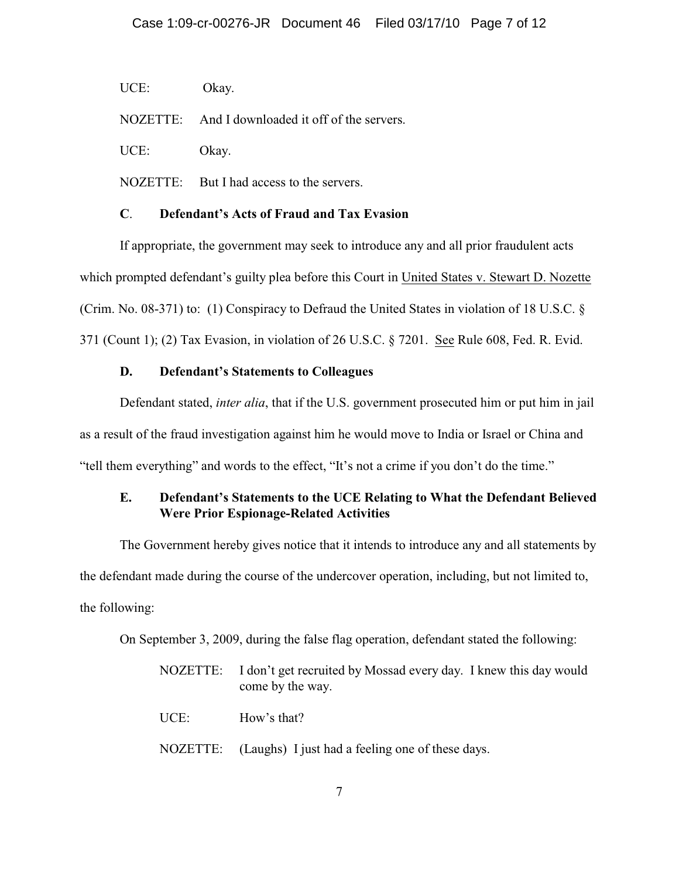UCE: Okay.

NOZETTE: And I downloaded it off of the servers.

UCE: Okay.

NOZETTE: But I had access to the servers.

### **C. Defendant's Acts of Fraud and Tax Evasion**

If appropriate, the government may seek to introduce any and all prior fraudulent acts which prompted defendant's guilty plea before this Court in United States v. Stewart D. Nozette (Crim. No. 08-371) to: (1) Conspiracy to Defraud the United States in violation of 18 U.S.C. § 371 (Count 1); (2) Tax Evasion, in violation of 26 U.S.C. § 7201. See Rule 608, Fed. R. Evid.

### **D. Defendant's Statements to Colleagues**

Defendant stated, *inter alia*, that if the U.S. government prosecuted him or put him in jail as a result of the fraud investigation against him he would move to India or Israel or China and "tell them everything" and words to the effect, "It's not a crime if you don't do the time."

### **E. Defendant's Statements to the UCE Relating to What the Defendant Believed Were Prior Espionage-Related Activities**

The Government hereby gives notice that it intends to introduce any and all statements by the defendant made during the course of the undercover operation, including, but not limited to, the following:

On September 3, 2009, during the false flag operation, defendant stated the following:

> NOZETTE: I don't get recruited by Mossad every day. I knew this day would come by the way.
>
> UCE: How's that?
>
> NOZETTE: (Laughs) I just had a feeling one of these days.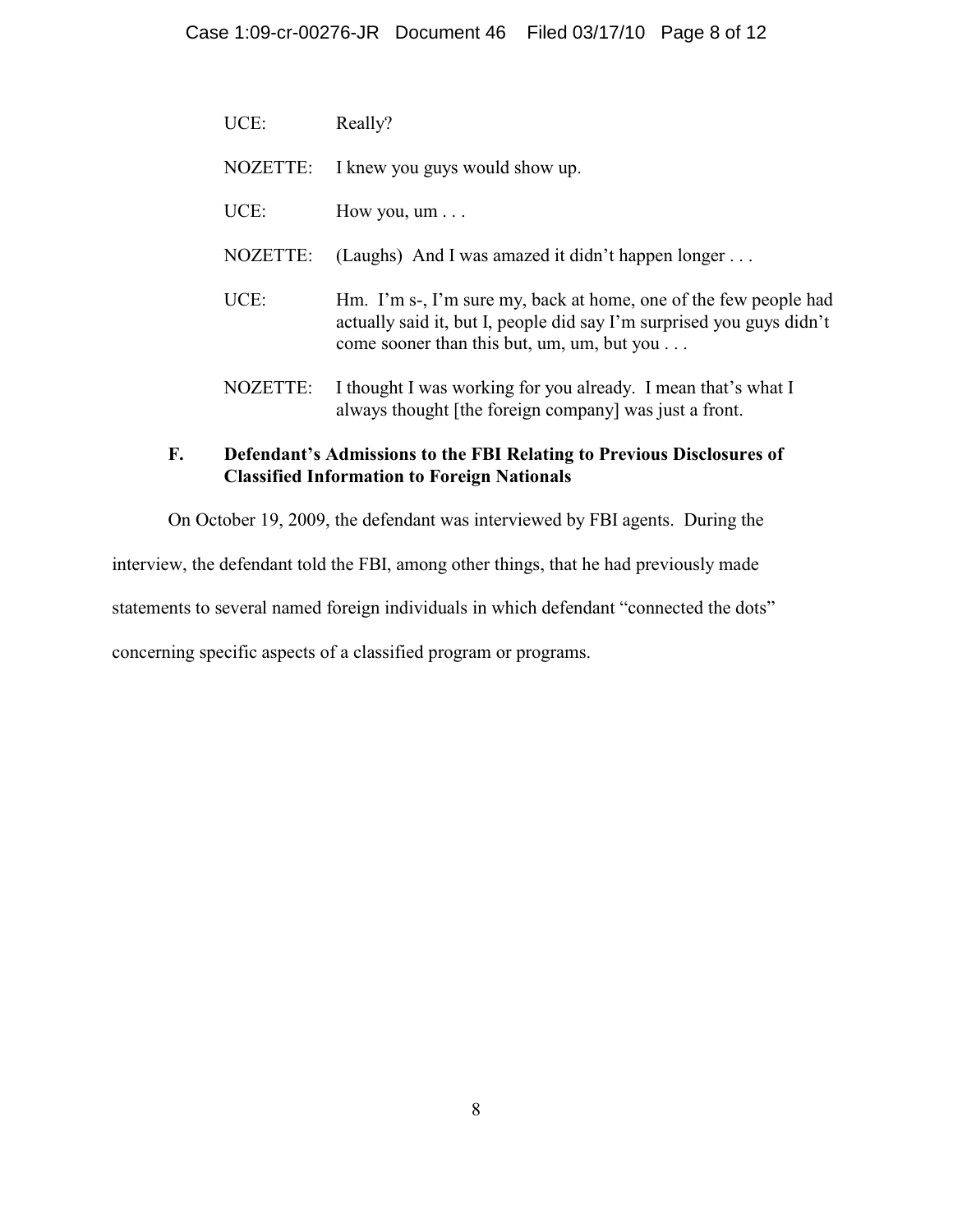UCE: Really?

NOZETTE: I knew you guys would show up.

UCE: How you, um . . .

NOZETTE: (Laughs) And I was amazed it didn't happen longer . . .

UCE: Hm. I'm s-, I'm sure my, back at home, one of the few people had actually said it, but I, people did say I'm surprised you guys didn't come sooner than this but, um, um, but you . . .

NOZETTE: I thought I was working for you already. I mean that's what I always thought [the foreign company] was just a front.

### F. Defendant's Admissions to the FBI Relating to Previous Disclosures of Classified Information to Foreign Nationals

On October 19, 2009, the defendant was interviewed by FBI agents. During the interview, the defendant told the FBI, among other things, that he had previously made statements to several named foreign individuals in which defendant "connected the dots" concerning specific aspects of a classified program or programs.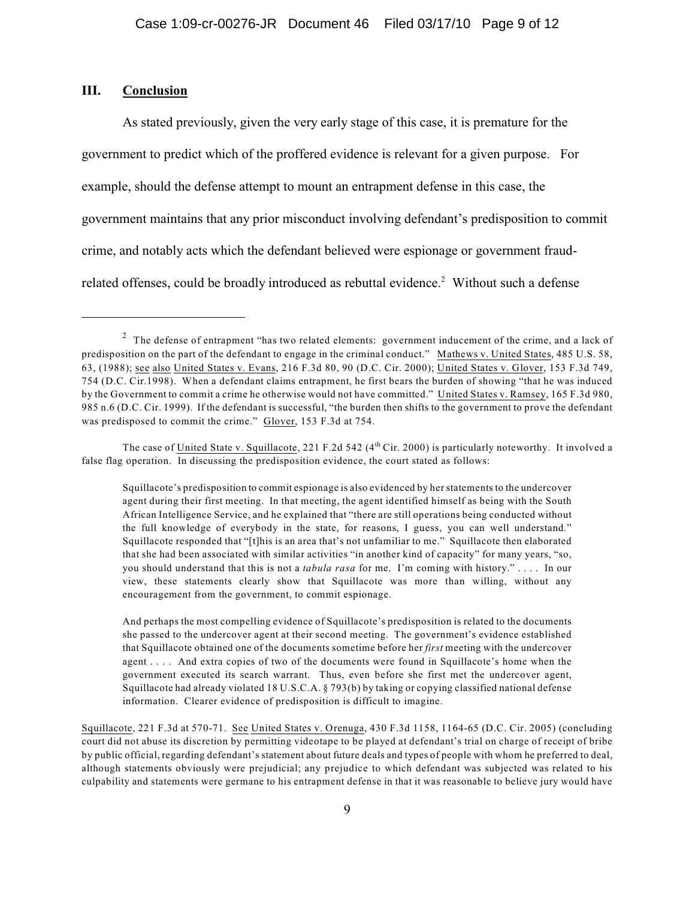## III. Conclusion

As stated previously, given the very early stage of this case, it is premature for the government to predict which of the proffered evidence is relevant for a given purpose. For example, should the defense attempt to mount an entrapment defense in this case, the government maintains that any prior misconduct involving defendant's predisposition to commit crime, and notably acts which the defendant believed were espionage or government fraud-related offenses, could be broadly introduced as rebuttal evidence.[2] Without such a defense

---

[2] The defense of entrapment "has two related elements: government inducement of the crime, and a lack of predisposition on the part of the defendant to engage in the criminal conduct." Mathews v. United States, 485 U.S. 58, 63, (1988); see also United States v. Evans, 216 F.3d 80, 90 (D.C. Cir. 2000); United States v. Glover, 153 F.3d 749, 754 (D.C. Cir.1998). When a defendant claims entrapment, he first bears the burden of showing "that he was induced by the Government to commit a crime he otherwise would not have committed." United States v. Ramsey, 165 F.3d 980, 985 n.6 (D.C. Cir. 1999). If the defendant is successful, "the burden then shifts to the government to prove the defendant was predisposed to commit the crime." Glover, 153 F.3d at 754.

The case of United State v. Squillacote, 221 F.2d 542 (4th Cir. 2000) is particularly noteworthy. It involved a false flag operation. In discussing the predisposition evidence, the court stated as follows:

> Squillacote's predisposition to commit espionage is also evidenced by her statements to the undercover agent during their first meeting. In that meeting, the agent identified himself as being with the South African Intelligence Service, and he explained that "there are still operations being conducted without the full knowledge of everybody in the state, for reasons, I guess, you can well understand." Squillacote responded that "[t]his is an area that's not unfamiliar to me." Squillacote then elaborated that she had been associated with similar activities "in another kind of capacity" for many years, "so, you should understand that this is not a *tabula rasa* for me. I'm coming with history." . . . . In our view, these statements clearly show that Squillacote was more than willing, without any encouragement from the government, to commit espionage.
>
> And perhaps the most compelling evidence of Squillacote's predisposition is related to the documents she passed to the undercover agent at their second meeting. The government's evidence established that Squillacote obtained one of the documents sometime before her *first* meeting with the undercover agent . . . . And extra copies of two of the documents were found in Squillacote's home when the government executed its search warrant. Thus, even before she first met the undercover agent, Squillacote had already violated 18 U.S.C.A. § 793(b) by taking or copying classified national defense information. Clearer evidence of predisposition is difficult to imagine.

Squillacote, 221 F.3d at 570-71. See United States v. Orenuga, 430 F.3d 1158, 1164-65 (D.C. Cir. 2005) (concluding court did not abuse its discretion by permitting videotape to be played at defendant's trial on charge of receipt of bribe by public official, regarding defendant's statement about future deals and types of people with whom he preferred to deal, although statements obviously were prejudicial; any prejudice to which defendant was subjected was related to his culpability and statements were germane to his entrapment defense in that it was reasonable to believe jury would have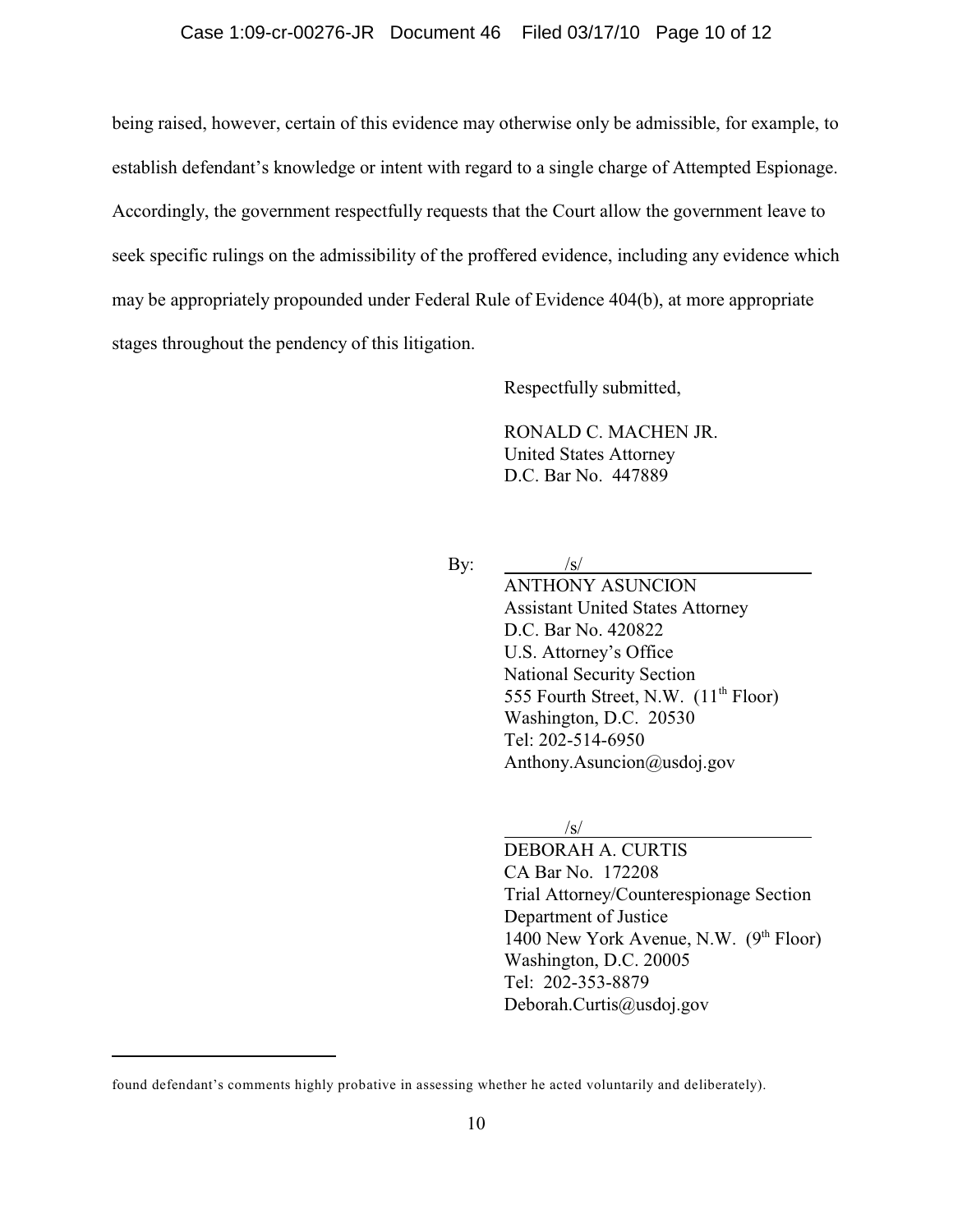being raised, however, certain of this evidence may otherwise only be admissible, for example, to establish defendant's knowledge or intent with regard to a single charge of Attempted Espionage. Accordingly, the government respectfully requests that the Court allow the government leave to seek specific rulings on the admissibility of the proffered evidence, including any evidence which may be appropriately propounded under Federal Rule of Evidence 404(b), at more appropriate stages throughout the pendency of this litigation.

Respectfully submitted,

RONALD C. MACHEN JR.
United States Attorney
D.C. Bar No. 447889

By: /s/
ANTHONY ASUNCION
Assistant United States Attorney
D.C. Bar No. 420822
U.S. Attorney's Office
National Security Section
555 Fourth Street, N.W. (11th Floor)
Washington, D.C. 20530
Tel: 202-514-6950
Anthony.Asuncion@usdoj.gov

/s/
DEBORAH A. CURTIS
CA Bar No. 172208
Trial Attorney/Counterespionage Section
Department of Justice
1400 New York Avenue, N.W. (9th Floor)
Washington, D.C. 20005
Tel: 202-353-8879
Deborah.Curtis@usdoj.gov

---

found defendant's comments highly probative in assessing whether he acted voluntarily and deliberately).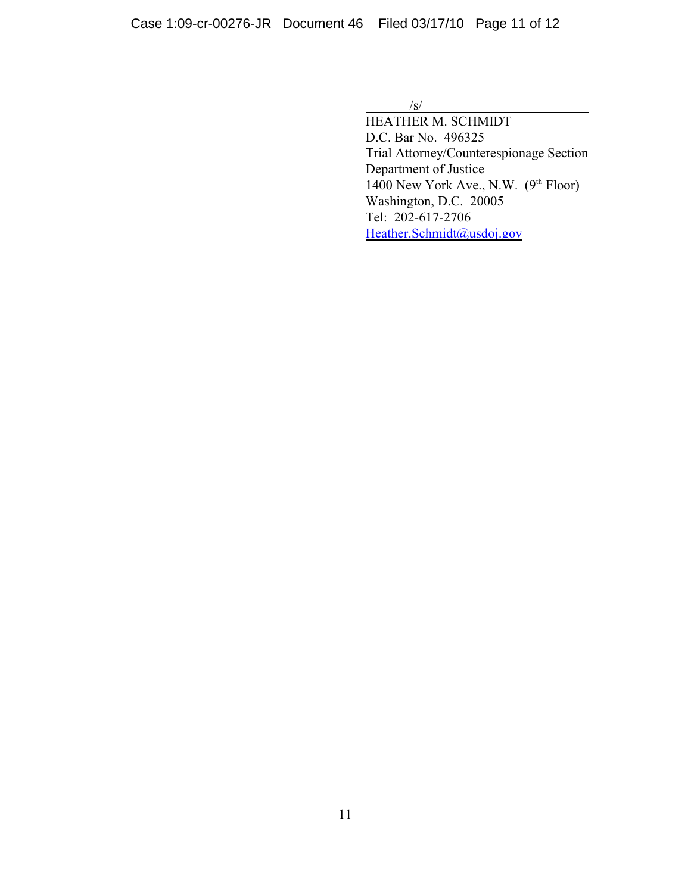/s/

HEATHER M. SCHMIDT
D.C. Bar No. 496325
Trial Attorney/Counterespionage Section
Department of Justice
1400 New York Ave., N.W. (9th Floor)
Washington, D.C. 20005
Tel: 202-617-2706
Heather.Schmidt@usdoj.gov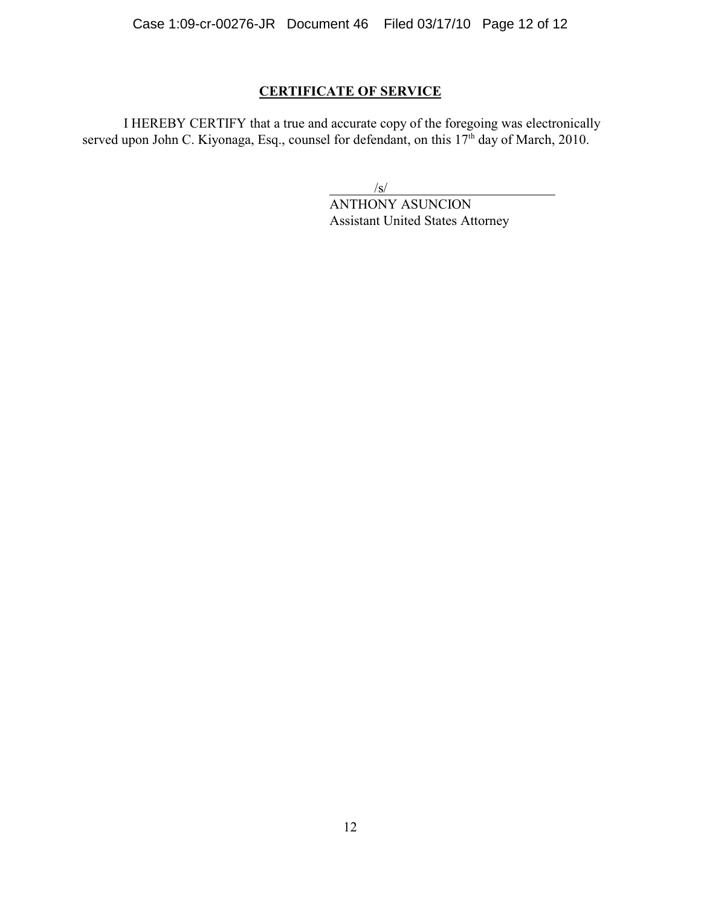## CERTIFICATE OF SERVICE

I HEREBY CERTIFY that a true and accurate copy of the foregoing was electronically served upon John C. Kiyonaga, Esq., counsel for defendant, on this 17th day of March, 2010.

/s/

ANTHONY ASUNCION
Assistant United States Attorney